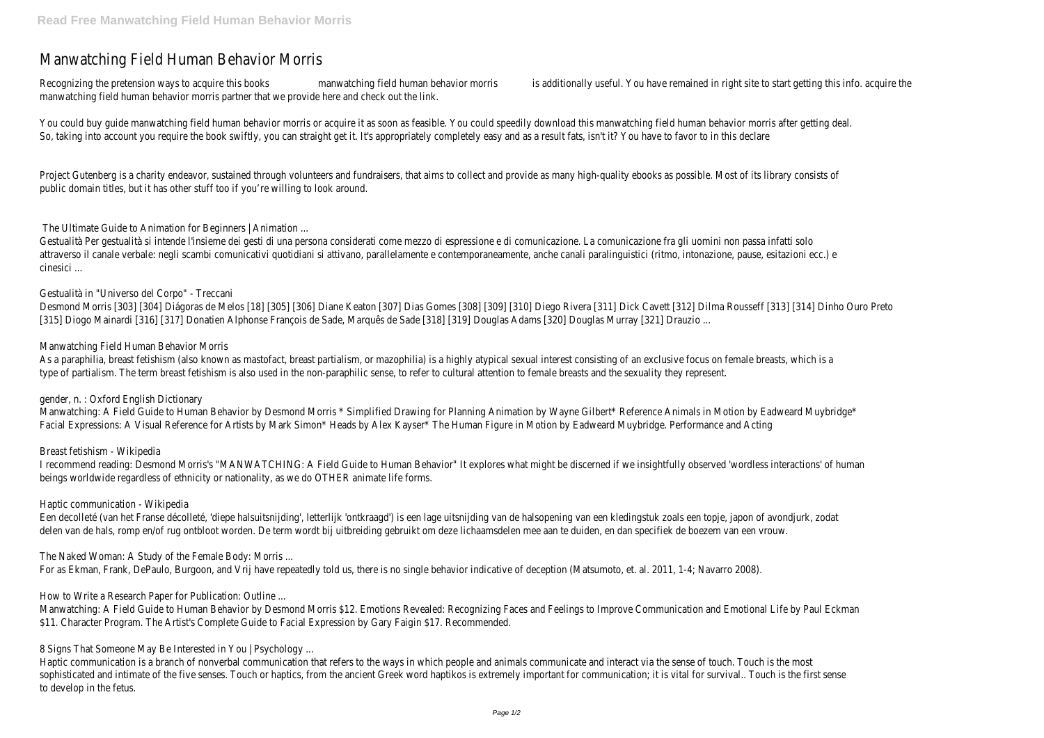# Manwatching Field Human Behavior Morris

Recognizing the pretension ways to acquire this books **manwatching field human behavior morris** is additionally useful. You have remained in right site to start getting this info. acquire the manwatching field human behavior morris partner that we provide here and check out the link.

You could buy guide manwatching field human behavior morris or acquire it as soon as feasible. You could speedily download this manwatching field human behavior morris after getting deal. So, taking into account you require the book swiftly, you can straight get it. It's appropriately completely easy and as a result fats, isn't it? You have to favor to in this declare

Project Gutenberg is a charity endeavor, sustained through volunteers and fundraisers, that aims to collect and provide as many high-quality ebooks as possible. Most of its library consists of public domain titles, but it has other stuff too if you're willing to look around.

## The Ultimate Guide to Animation for Beginners | Animation ...

Gestualità Per gestualità si intende l'insieme dei gesti di una persona considerati come mezzo di espressione e di comunicazione. La comunicazione fra gli uomini non passa infatti solo attraverso il canale verbale: negli scambi comunicativi quotidiani si attivano, parallelamente e contemporaneamente, anche canali paralinguistici (ritmo, intonazione, pause, esitazioni ecc.) e cinesici ...

## Gestualità in "Universo del Corpo" - Treccani

Desmond Morris [303] [304] Diágoras de Melos [18] [305] [306] Diane Keaton [307] Dias Gomes [308] [309] [310] Diego Rivera [311] Dick Cavett [312] Dilma Rousseff [313] [314] Dinho Ouro Preto [315] Diogo Mainardi [316] [317] Donatien Alphonse François de Sade, Marquês de Sade [318] [319] Douglas Adams [320] Douglas Murray [321] Drauzio ...

## Manwatching Field Human Behavior Morris

As a paraphilia, breast fetishism (also known as mastofact, breast partialism, or mazophilia) is a highly atypical sexual interest consisting of an exclusive focus on female breasts, which is a type of partialism. The term breast fetishism is also used in the non-paraphilic sense, to refer to cultural attention to female breasts and the sexuality they represent.

## gender, n. : Oxford English Dictionary

Manwatching: A Field Guide to Human Behavior by Desmond Morris * Simplified Drawing for Planning Animation by Wayne Gilbert* Reference Animals in Motion by Eadweard Muybridge* Facial Expressions: A Visual Reference for Artists by Mark Simon* Heads by Alex Kayser* The Human Figure in Motion by Eadweard Muybridge. Performance and Acting

## Breast fetishism - Wikipedia

I recommend reading: Desmond Morris's "MANWATCHING: A Field Guide to Human Behavior" It explores what might be discerned if we insightfully observed 'wordless interactions' of human beings worldwide regardless of ethnicity or nationality, as we do OTHER animate life forms.

## Haptic communication - Wikipedia

Een decolleté (van het Franse décolleté, 'diepe halsuitsnijding', letterlijk 'ontkraagd') is een lage uitsnijding van de halsopening van een kledingstuk zoals een topje, japon of avondjurk, zodat delen van de hals, romp en/of rug ontbloot worden. De term wordt bij uitbreiding gebruikt om deze lichaamsdelen mee aan te duiden, en dan specifiek de boezem van een vrouw.

## The Naked Woman: A Study of the Female Body: Morris ...

For as Ekman, Frank, DePaulo, Burgoon, and Vrij have repeatedly told us, there is no single behavior indicative of deception (Matsumoto, et. al. 2011, 1-4; Navarro 2008).

## How to Write a Research Paper for Publication: Outline ...

Manwatching: A Field Guide to Human Behavior by Desmond Morris $12. Emotions Revealed: Recognizing Faces and Feelings to Improve Communication and Emotional Life by Paul Eckman $11. Character Program. The Artist's Complete Guide to Facial Expression by Gary Faigin $17. Recommended.

## 8 Signs That Someone May Be Interested in You | Psychology ...

Haptic communication is a branch of nonverbal communication that refers to the ways in which people and animals communicate and interact via the sense of touch. Touch is the most sophisticated and intimate of the five senses. Touch or haptics, from the ancient Greek word haptikos is extremely important for communication; it is vital for survival.. Touch is the first sense to develop in the fetus.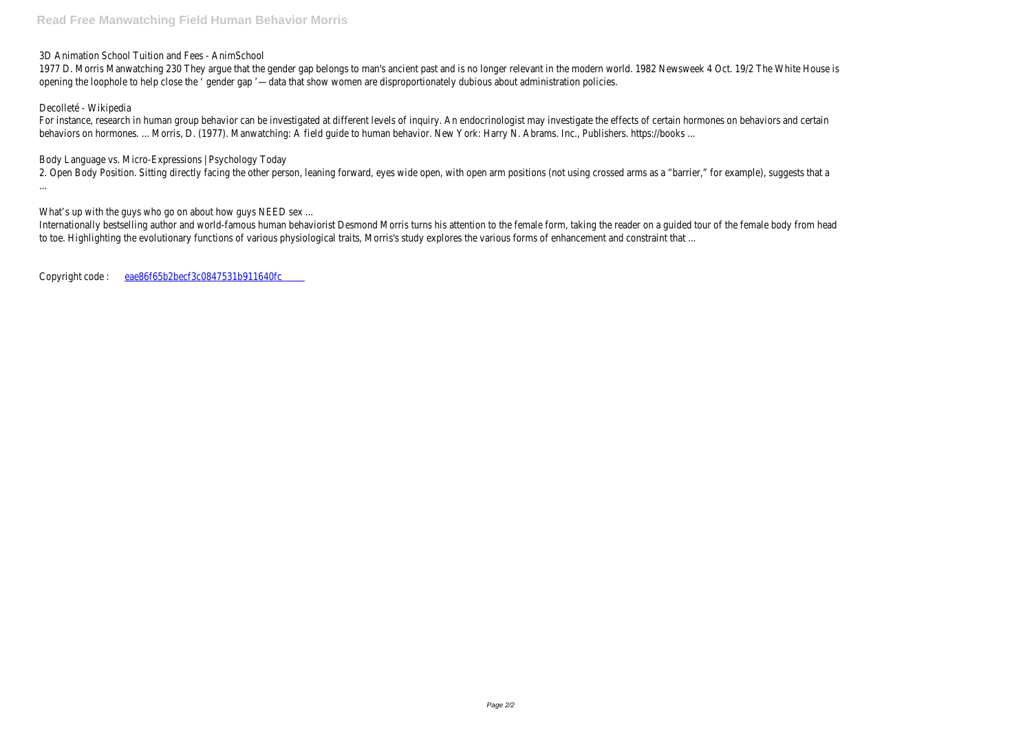3D Animation School Tuition and Fees - AnimSchool

1977 D. Morris Manwatching 230 They argue that the gender gap belongs to man's ancient past and is no longer relevant in the modern world. 1982 Newsweek 4 Oct. 19/2 The White House is opening the loophole to help close the ' gender gap '—data that show women are disproportionately dubious about administration policies.

Decolleté - Wikipedia

For instance, research in human group behavior can be investigated at different levels of inquiry. An endocrinologist may investigate the effects of certain hormones on behaviors and certain behaviors on hormones. ... Morris, D. (1977). Manwatching: A field guide to human behavior. New York: Harry N. Abrams. Inc., Publishers. https://books ...

Body Language vs. Micro-Expressions | Psychology Today

2. Open Body Position. Sitting directly facing the other person, leaning forward, eyes wide open, with open arm positions (not using crossed arms as a "barrier," for example), suggests that a ...

What's up with the guys who go on about how guys NEED sex ...

Internationally bestselling author and world-famous human behaviorist Desmond Morris turns his attention to the female form, taking the reader on a guided tour of the female body from head to toe. Highlighting the evolutionary functions of various physiological traits, Morris's study explores the various forms of enhancement and constraint that ...

Copyright code : eae86f65b2becf3c0847531b911640fc